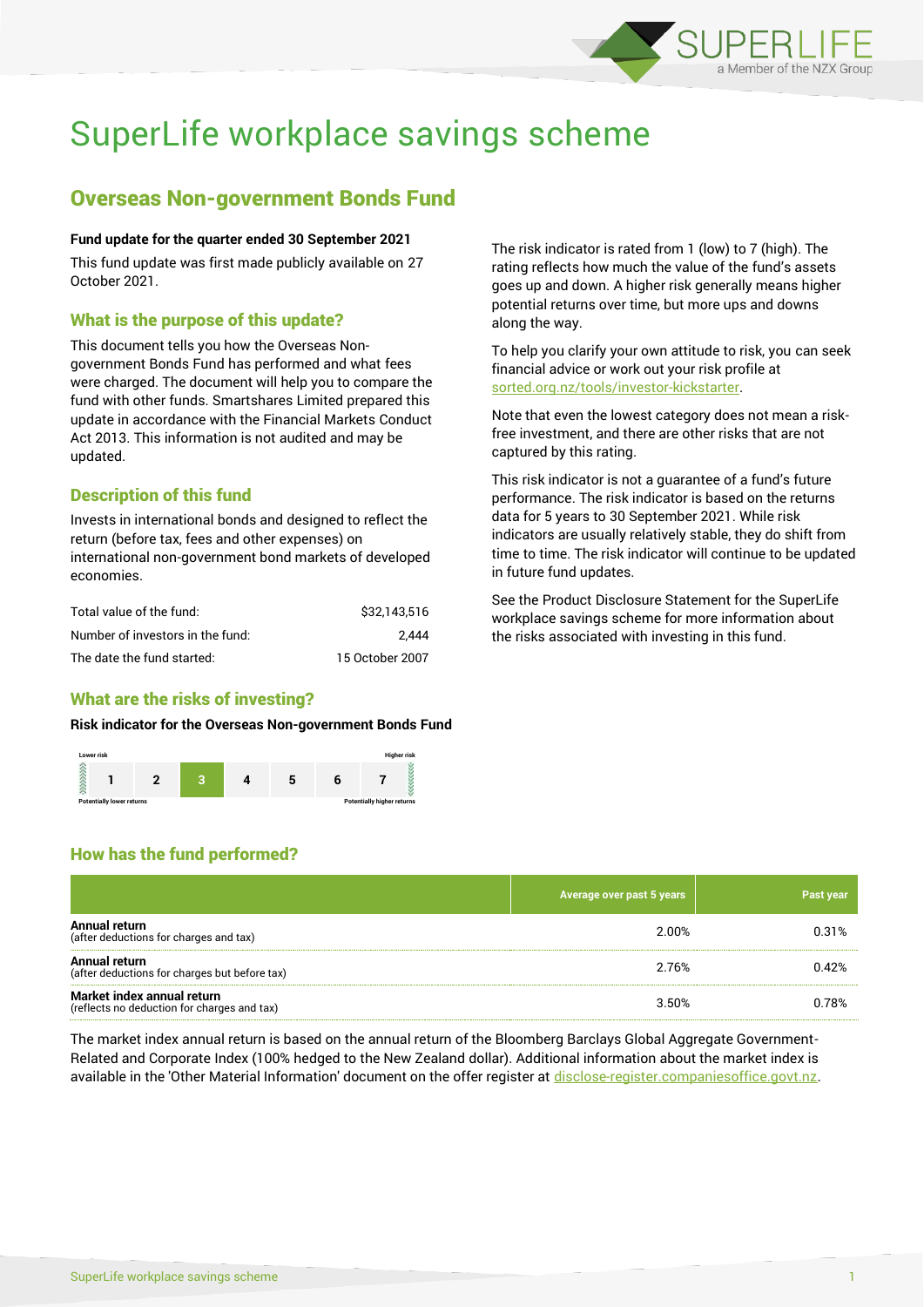# SuperLife workplace savings scheme

## Overseas Non-government Bonds Fund

**Fund update for the quarter ended 30 September 2021**

This fund update was first made publicly available on 27 October 2021.

### What is the purpose of this update?

This document tells you how the Overseas Non-government Bonds Fund has performed and what fees were charged. The document will help you to compare the fund with other funds. Smartshares Limited prepared this update in accordance with the Financial Markets Conduct Act 2013. This information is not audited and may be updated.

### Description of this fund

Invests in international bonds and designed to reflect the return (before tax, fees and other expenses) on international non-government bond markets of developed economies.

| | |
|---|---|
| Total value of the fund: | $32,143,516 |
| Number of investors in the fund: | 2,444 |
| The date the fund started: | 15 October 2007 |

### What are the risks of investing?

**Risk indicator for the Overseas Non-government Bonds Fund**

Lower risk — Higher risk

| 1 | 2 | **3** | 4 | 5 | 6 | 7 |
|---|---|---|---|---|---|---|

Potentially lower returns — Potentially higher returns

The risk indicator is rated from 1 (low) to 7 (high). The rating reflects how much the value of the fund's assets goes up and down. A higher risk generally means higher potential returns over time, but more ups and downs along the way.

To help you clarify your own attitude to risk, you can seek financial advice or work out your risk profile at sorted.org.nz/tools/investor-kickstarter.

Note that even the lowest category does not mean a risk-free investment, and there are other risks that are not captured by this rating.

This risk indicator is not a guarantee of a fund's future performance. The risk indicator is based on the returns data for 5 years to 30 September 2021. While risk indicators are usually relatively stable, they do shift from time to time. The risk indicator will continue to be updated in future fund updates.

See the Product Disclosure Statement for the SuperLife workplace savings scheme for more information about the risks associated with investing in this fund.

### How has the fund performed?

| | Average over past 5 years | Past year |
|---|---|---|
| **Annual return** (after deductions for charges and tax) | 2.00% | 0.31% |
| **Annual return** (after deductions for charges but before tax) | 2.76% | 0.42% |
| **Market index annual return** (reflects no deduction for charges and tax) | 3.50% | 0.78% |

The market index annual return is based on the annual return of the Bloomberg Barclays Global Aggregate Government-Related and Corporate Index (100% hedged to the New Zealand dollar). Additional information about the market index is available in the 'Other Material Information' document on the offer register at disclose-register.companiesoffice.govt.nz.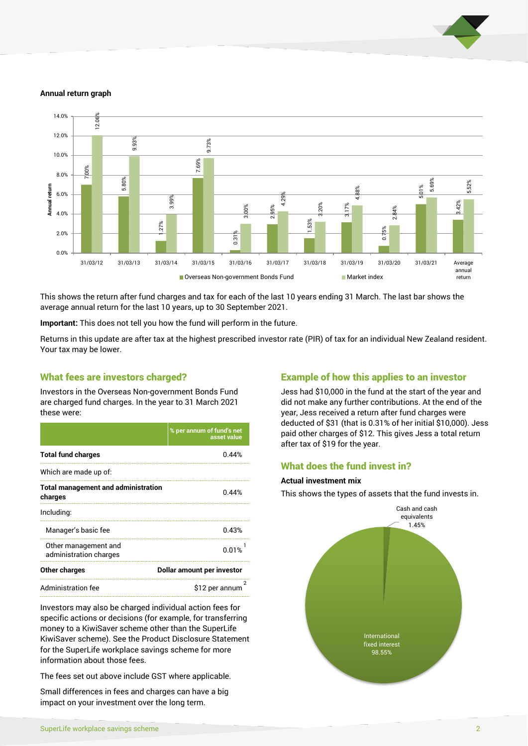**Annual return graph**

| Year | Overseas Non-government Bonds Fund | Market index |
|---|---|---|
| 31/03/12 | 7.00% | 12.06% |
| 31/03/13 | 5.80% | 9.93% |
| 31/03/14 | 1.27% | 3.99% |
| 31/03/15 | 7.69% | 9.73% |
| 31/03/16 | 0.31% | 3.00% |
| 31/03/17 | 2.95% | 4.29% |
| 31/03/18 | 1.53% | 3.20% |
| 31/03/19 | 3.17% | 4.88% |
| 31/03/20 | 0.75% | 2.84% |
| 31/03/21 | 5.01% | 5.69% |
| Average annual return | 3.42% | 5.52% |

This shows the return after fund charges and tax for each of the last 10 years ending 31 March. The last bar shows the average annual return for the last 10 years, up to 30 September 2021.

**Important:** This does not tell you how the fund will perform in the future.

Returns in this update are after tax at the highest prescribed investor rate (PIR) of tax for an individual New Zealand resident. Your tax may be lower.

## What fees are investors charged?

Investors in the Overseas Non-government Bonds Fund are charged fund charges. In the year to 31 March 2021 these were:

| | % per annum of fund's net asset value |
|---|---|
| **Total fund charges** | 0.44% |
| Which are made up of: | |
| **Total management and administration charges** | 0.44% |
| Including: | |
| Manager's basic fee | 0.43% |
| Other management and administration charges | 0.01% [1] |
| **Other charges** | **Dollar amount per investor** |
| Administration fee | $12 per annum [2] |

Investors may also be charged individual action fees for specific actions or decisions (for example, for transferring money to a KiwiSaver scheme other than the SuperLife KiwiSaver scheme). See the Product Disclosure Statement for the SuperLife workplace savings scheme for more information about those fees.

The fees set out above include GST where applicable.

Small differences in fees and charges can have a big impact on your investment over the long term.

## Example of how this applies to an investor

Jess had $10,000 in the fund at the start of the year and did not make any further contributions. At the end of the year, Jess received a return after fund charges were deducted of $31 (that is 0.31% of her initial $10,000). Jess paid other charges of $12. This gives Jess a total return after tax of $19 for the year.

## What does the fund invest in?

**Actual investment mix**

This shows the types of assets that the fund invests in.

| Asset type | % |
|---|---|
| Cash and cash equivalents | 1.45% |
| International fixed interest | 98.55% |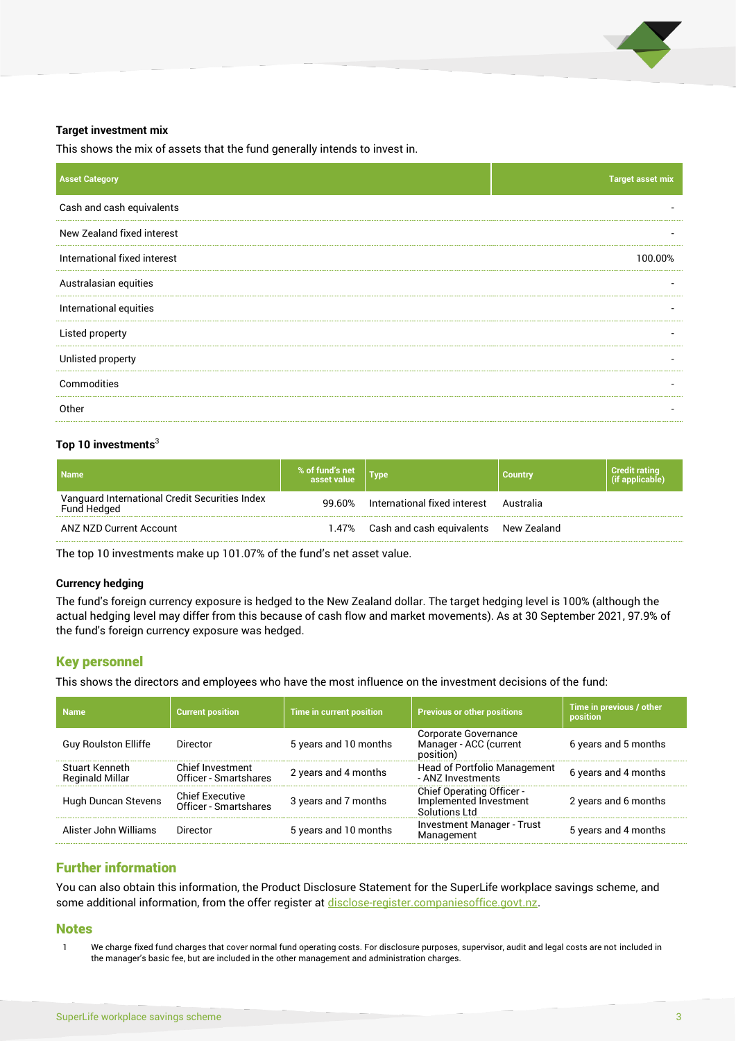### Target investment mix

This shows the mix of assets that the fund generally intends to invest in.

| Asset Category | Target asset mix |
|---|---|
| Cash and cash equivalents | - |
| New Zealand fixed interest | - |
| International fixed interest | 100.00% |
| Australasian equities | - |
| International equities | - |
| Listed property | - |
| Unlisted property | - |
| Commodities | - |
| Other | - |

### Top 10 investments[3]

| Name | % of fund's net asset value | Type | Country | Credit rating (if applicable) |
|---|---|---|---|---|
| Vanguard International Credit Securities Index Fund Hedged | 99.60% | International fixed interest | Australia | |
| ANZ NZD Current Account | 1.47% | Cash and cash equivalents | New Zealand | |

The top 10 investments make up 101.07% of the fund's net asset value.

### Currency hedging

The fund's foreign currency exposure is hedged to the New Zealand dollar. The target hedging level is 100% (although the actual hedging level may differ from this because of cash flow and market movements). As at 30 September 2021, 97.9% of the fund's foreign currency exposure was hedged.

## Key personnel

This shows the directors and employees who have the most influence on the investment decisions of the fund:

| Name | Current position | Time in current position | Previous or other positions | Time in previous / other position |
|---|---|---|---|---|
| Guy Roulston Elliffe | Director | 5 years and 10 months | Corporate Governance Manager - ACC (current position) | 6 years and 5 months |
| Stuart Kenneth Reginald Millar | Chief Investment Officer - Smartshares | 2 years and 4 months | Head of Portfolio Management - ANZ Investments | 6 years and 4 months |
| Hugh Duncan Stevens | Chief Executive Officer - Smartshares | 3 years and 7 months | Chief Operating Officer - Implemented Investment Solutions Ltd | 2 years and 6 months |
| Alister John Williams | Director | 5 years and 10 months | Investment Manager - Trust Management | 5 years and 4 months |

## Further information

You can also obtain this information, the Product Disclosure Statement for the SuperLife workplace savings scheme, and some additional information, from the offer register at disclose-register.companiesoffice.govt.nz.

## Notes

1. We charge fixed fund charges that cover normal fund operating costs. For disclosure purposes, supervisor, audit and legal costs are not included in the manager's basic fee, but are included in the other management and administration charges.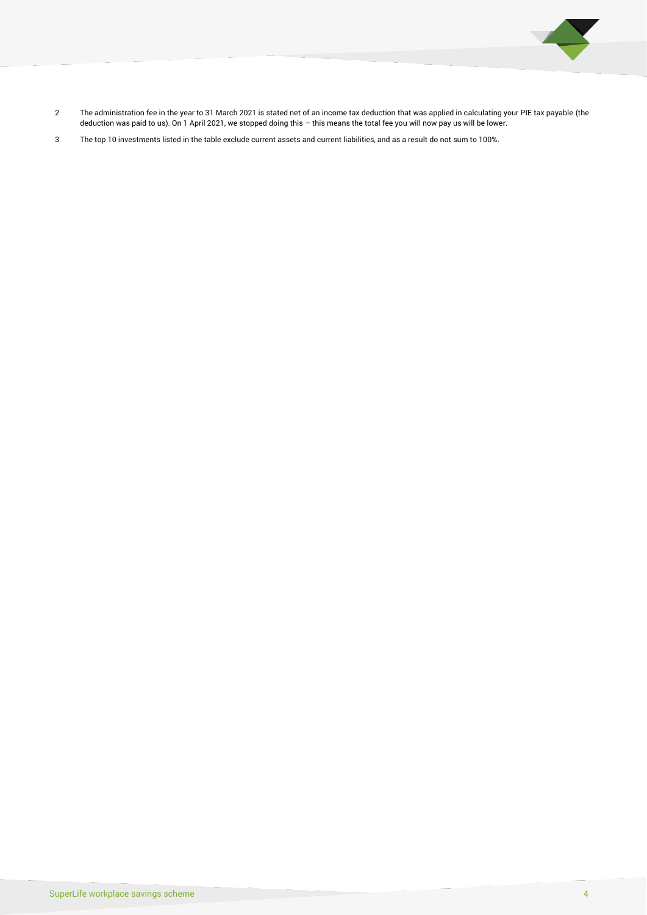2 The administration fee in the year to 31 March 2021 is stated net of an income tax deduction that was applied in calculating your PIE tax payable (the deduction was paid to us). On 1 April 2021, we stopped doing this – this means the total fee you will now pay us will be lower.

3 The top 10 investments listed in the table exclude current assets and current liabilities, and as a result do not sum to 100%.